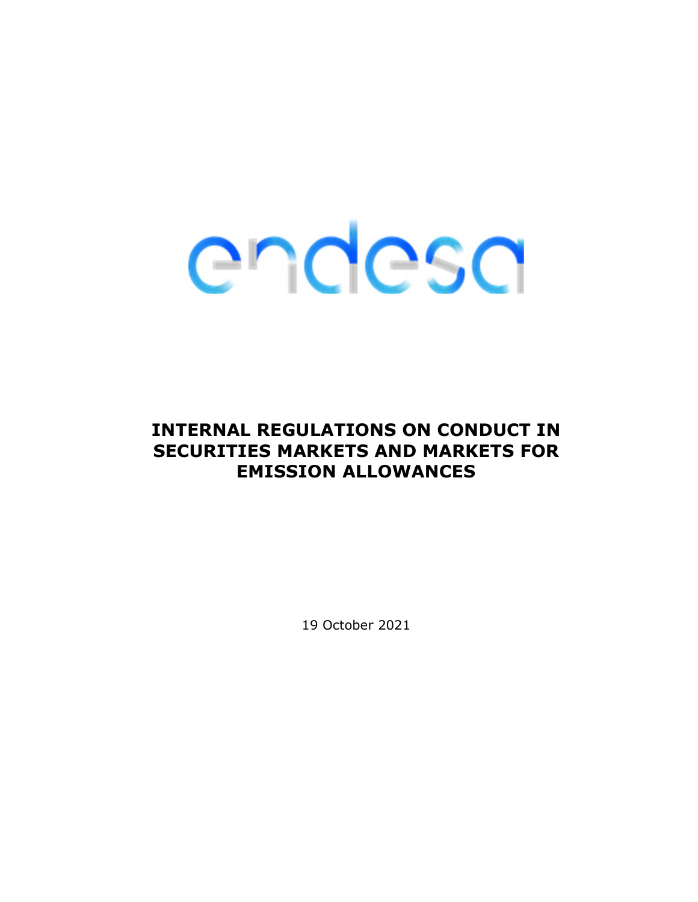# INTERNAL REGULATIONS ON CONDUCT IN SECURITIES MARKETS AND MARKETS FOR EMISSION ALLOWANCES

19 October 2021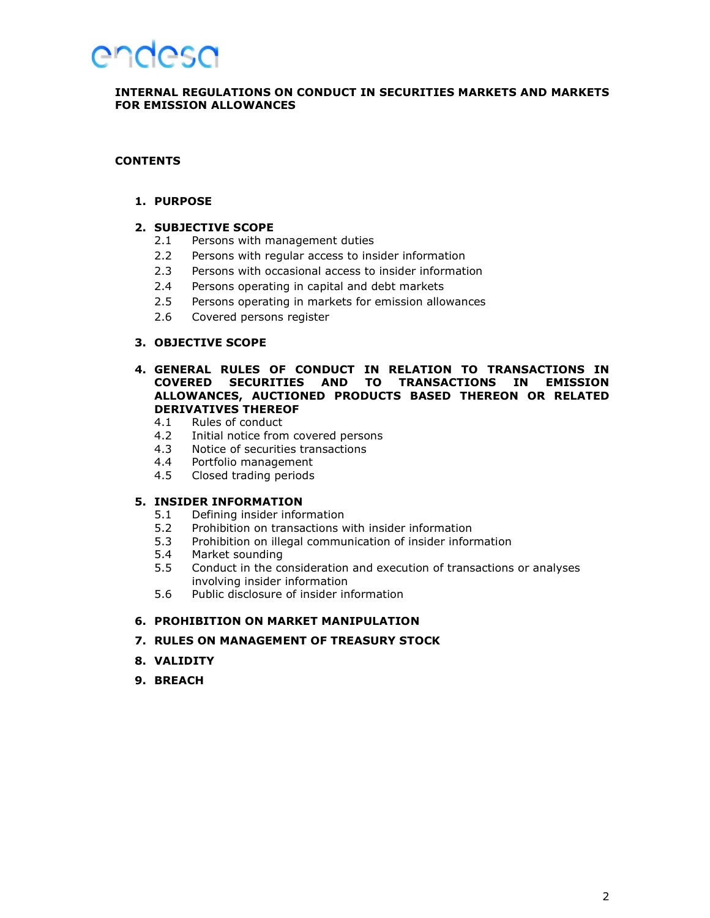**INTERNAL REGULATIONS ON CONDUCT IN SECURITIES MARKETS AND MARKETS FOR EMISSION ALLOWANCES**

**CONTENTS**

1. **PURPOSE**

2. **SUBJECTIVE SCOPE**
   - 2.1 Persons with management duties
   - 2.2 Persons with regular access to insider information
   - 2.3 Persons with occasional access to insider information
   - 2.4 Persons operating in capital and debt markets
   - 2.5 Persons operating in markets for emission allowances
   - 2.6 Covered persons register

3. **OBJECTIVE SCOPE**

4. **GENERAL RULES OF CONDUCT IN RELATION TO TRANSACTIONS IN COVERED SECURITIES AND TO TRANSACTIONS IN EMISSION ALLOWANCES, AUCTIONED PRODUCTS BASED THEREON OR RELATED DERIVATIVES THEREOF**
   - 4.1 Rules of conduct
   - 4.2 Initial notice from covered persons
   - 4.3 Notice of securities transactions
   - 4.4 Portfolio management
   - 4.5 Closed trading periods

5. **INSIDER INFORMATION**
   - 5.1 Defining insider information
   - 5.2 Prohibition on transactions with insider information
   - 5.3 Prohibition on illegal communication of insider information
   - 5.4 Market sounding
   - 5.5 Conduct in the consideration and execution of transactions or analyses involving insider information
   - 5.6 Public disclosure of insider information

6. **PROHIBITION ON MARKET MANIPULATION**

7. **RULES ON MANAGEMENT OF TREASURY STOCK**

8. **VALIDITY**

9. **BREACH**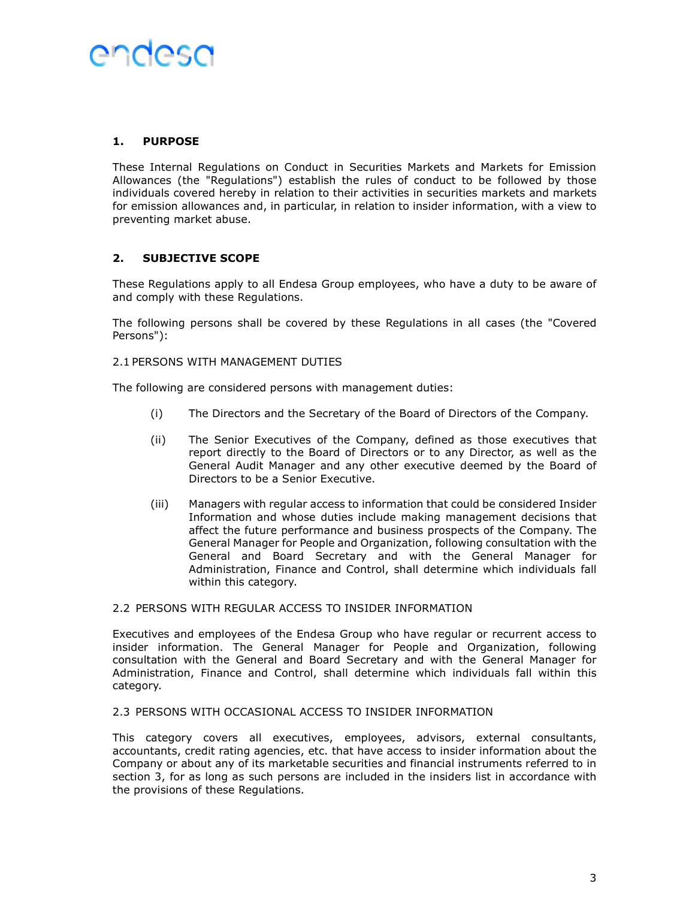## 1. PURPOSE

These Internal Regulations on Conduct in Securities Markets and Markets for Emission Allowances (the "Regulations") establish the rules of conduct to be followed by those individuals covered hereby in relation to their activities in securities markets and markets for emission allowances and, in particular, in relation to insider information, with a view to preventing market abuse.

## 2. SUBJECTIVE SCOPE

These Regulations apply to all Endesa Group employees, who have a duty to be aware of and comply with these Regulations.

The following persons shall be covered by these Regulations in all cases (the "Covered Persons"):

### 2.1 PERSONS WITH MANAGEMENT DUTIES

The following are considered persons with management duties:

- (i) The Directors and the Secretary of the Board of Directors of the Company.
- (ii) The Senior Executives of the Company, defined as those executives that report directly to the Board of Directors or to any Director, as well as the General Audit Manager and any other executive deemed by the Board of Directors to be a Senior Executive.
- (iii) Managers with regular access to information that could be considered Insider Information and whose duties include making management decisions that affect the future performance and business prospects of the Company. The General Manager for People and Organization, following consultation with the General and Board Secretary and with the General Manager for Administration, Finance and Control, shall determine which individuals fall within this category.

### 2.2 PERSONS WITH REGULAR ACCESS TO INSIDER INFORMATION

Executives and employees of the Endesa Group who have regular or recurrent access to insider information. The General Manager for People and Organization, following consultation with the General and Board Secretary and with the General Manager for Administration, Finance and Control, shall determine which individuals fall within this category.

### 2.3 PERSONS WITH OCCASIONAL ACCESS TO INSIDER INFORMATION

This category covers all executives, employees, advisors, external consultants, accountants, credit rating agencies, etc. that have access to insider information about the Company or about any of its marketable securities and financial instruments referred to in section 3, for as long as such persons are included in the insiders list in accordance with the provisions of these Regulations.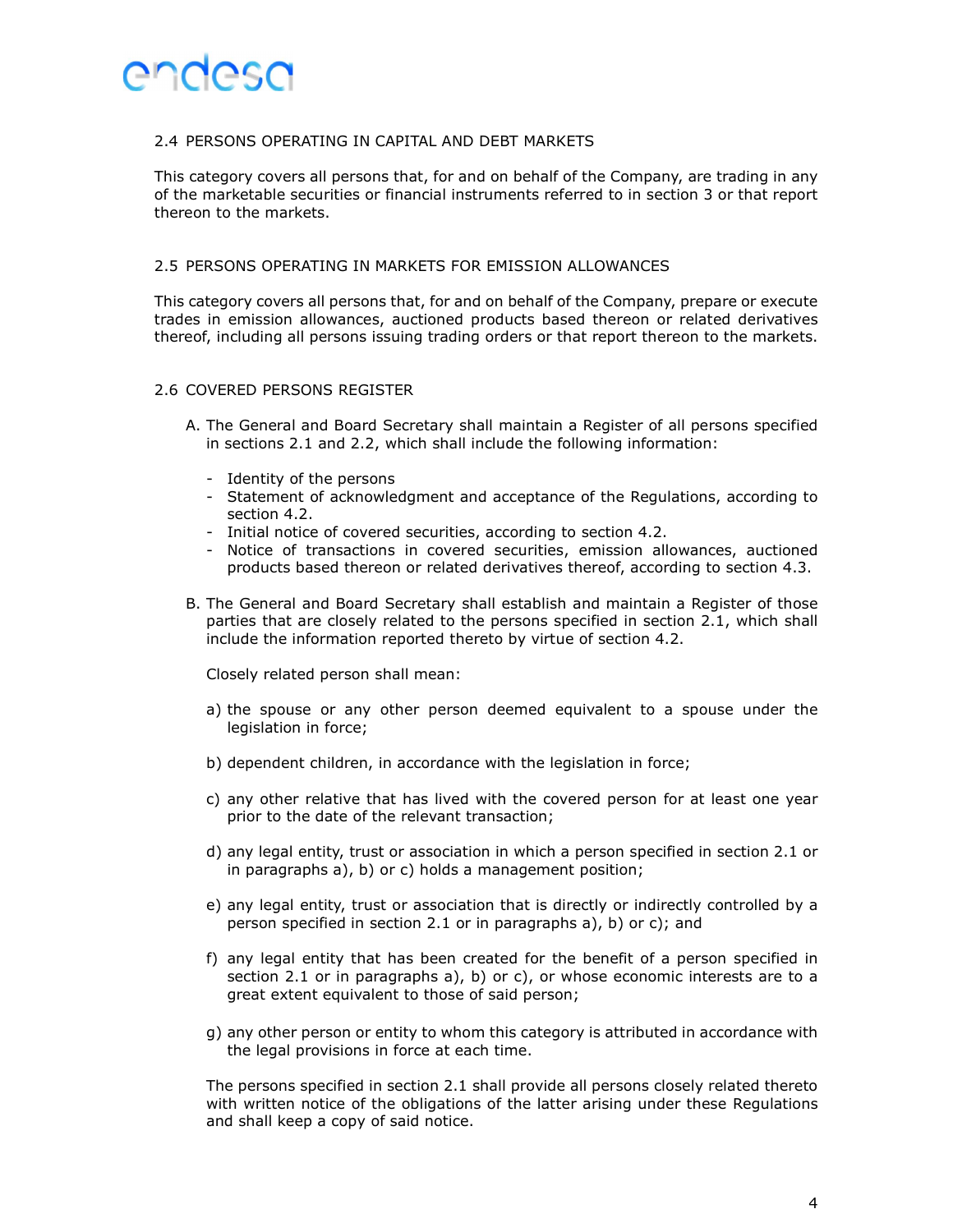### 2.4 PERSONS OPERATING IN CAPITAL AND DEBT MARKETS

This category covers all persons that, for and on behalf of the Company, are trading in any of the marketable securities or financial instruments referred to in section 3 or that report thereon to the markets.

### 2.5 PERSONS OPERATING IN MARKETS FOR EMISSION ALLOWANCES

This category covers all persons that, for and on behalf of the Company, prepare or execute trades in emission allowances, auctioned products based thereon or related derivatives thereof, including all persons issuing trading orders or that report thereon to the markets.

### 2.6 COVERED PERSONS REGISTER

A. The General and Board Secretary shall maintain a Register of all persons specified in sections 2.1 and 2.2, which shall include the following information:

   - Identity of the persons
   - Statement of acknowledgment and acceptance of the Regulations, according to section 4.2.
   - Initial notice of covered securities, according to section 4.2.
   - Notice of transactions in covered securities, emission allowances, auctioned products based thereon or related derivatives thereof, according to section 4.3.

B. The General and Board Secretary shall establish and maintain a Register of those parties that are closely related to the persons specified in section 2.1, which shall include the information reported thereto by virtue of section 4.2.

   Closely related person shall mean:

   a) the spouse or any other person deemed equivalent to a spouse under the legislation in force;

   b) dependent children, in accordance with the legislation in force;

   c) any other relative that has lived with the covered person for at least one year prior to the date of the relevant transaction;

   d) any legal entity, trust or association in which a person specified in section 2.1 or in paragraphs a), b) or c) holds a management position;

   e) any legal entity, trust or association that is directly or indirectly controlled by a person specified in section 2.1 or in paragraphs a), b) or c); and

   f) any legal entity that has been created for the benefit of a person specified in section 2.1 or in paragraphs a), b) or c), or whose economic interests are to a great extent equivalent to those of said person;

   g) any other person or entity to whom this category is attributed in accordance with the legal provisions in force at each time.

   The persons specified in section 2.1 shall provide all persons closely related thereto with written notice of the obligations of the latter arising under these Regulations and shall keep a copy of said notice.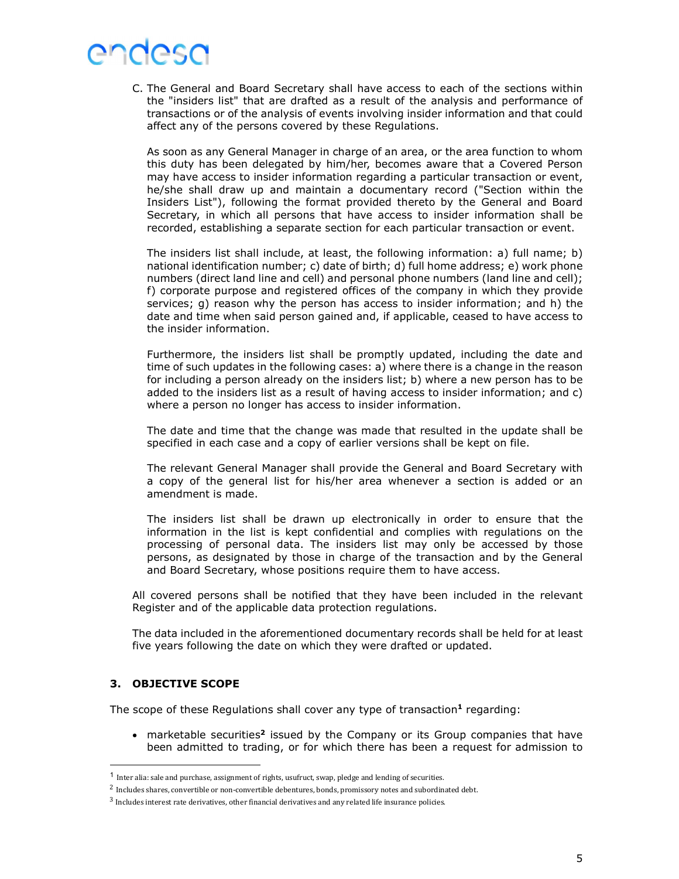C. The General and Board Secretary shall have access to each of the sections within the "insiders list" that are drafted as a result of the analysis and performance of transactions or of the analysis of events involving insider information and that could affect any of the persons covered by these Regulations.

   As soon as any General Manager in charge of an area, or the area function to whom this duty has been delegated by him/her, becomes aware that a Covered Person may have access to insider information regarding a particular transaction or event, he/she shall draw up and maintain a documentary record ("Section within the Insiders List"), following the format provided thereto by the General and Board Secretary, in which all persons that have access to insider information shall be recorded, establishing a separate section for each particular transaction or event.

   The insiders list shall include, at least, the following information: a) full name; b) national identification number; c) date of birth; d) full home address; e) work phone numbers (direct land line and cell) and personal phone numbers (land line and cell); f) corporate purpose and registered offices of the company in which they provide services; g) reason why the person has access to insider information; and h) the date and time when said person gained and, if applicable, ceased to have access to the insider information.

   Furthermore, the insiders list shall be promptly updated, including the date and time of such updates in the following cases: a) where there is a change in the reason for including a person already on the insiders list; b) where a new person has to be added to the insiders list as a result of having access to insider information; and c) where a person no longer has access to insider information.

   The date and time that the change was made that resulted in the update shall be specified in each case and a copy of earlier versions shall be kept on file.

   The relevant General Manager shall provide the General and Board Secretary with a copy of the general list for his/her area whenever a section is added or an amendment is made.

   The insiders list shall be drawn up electronically in order to ensure that the information in the list is kept confidential and complies with regulations on the processing of personal data. The insiders list may only be accessed by those persons, as designated by those in charge of the transaction and by the General and Board Secretary, whose positions require them to have access.

All covered persons shall be notified that they have been included in the relevant Register and of the applicable data protection regulations.

The data included in the aforementioned documentary records shall be held for at least five years following the date on which they were drafted or updated.

## 3. OBJECTIVE SCOPE

The scope of these Regulations shall cover any type of transaction[1] regarding:

- marketable securities[2] issued by the Company or its Group companies that have been admitted to trading, or for which there has been a request for admission to

---

[1] Inter alia: sale and purchase, assignment of rights, usufruct, swap, pledge and lending of securities.

[2] Includes shares, convertible or non-convertible debentures, bonds, promissory notes and subordinated debt.

[3] Includes interest rate derivatives, other financial derivatives and any related life insurance policies.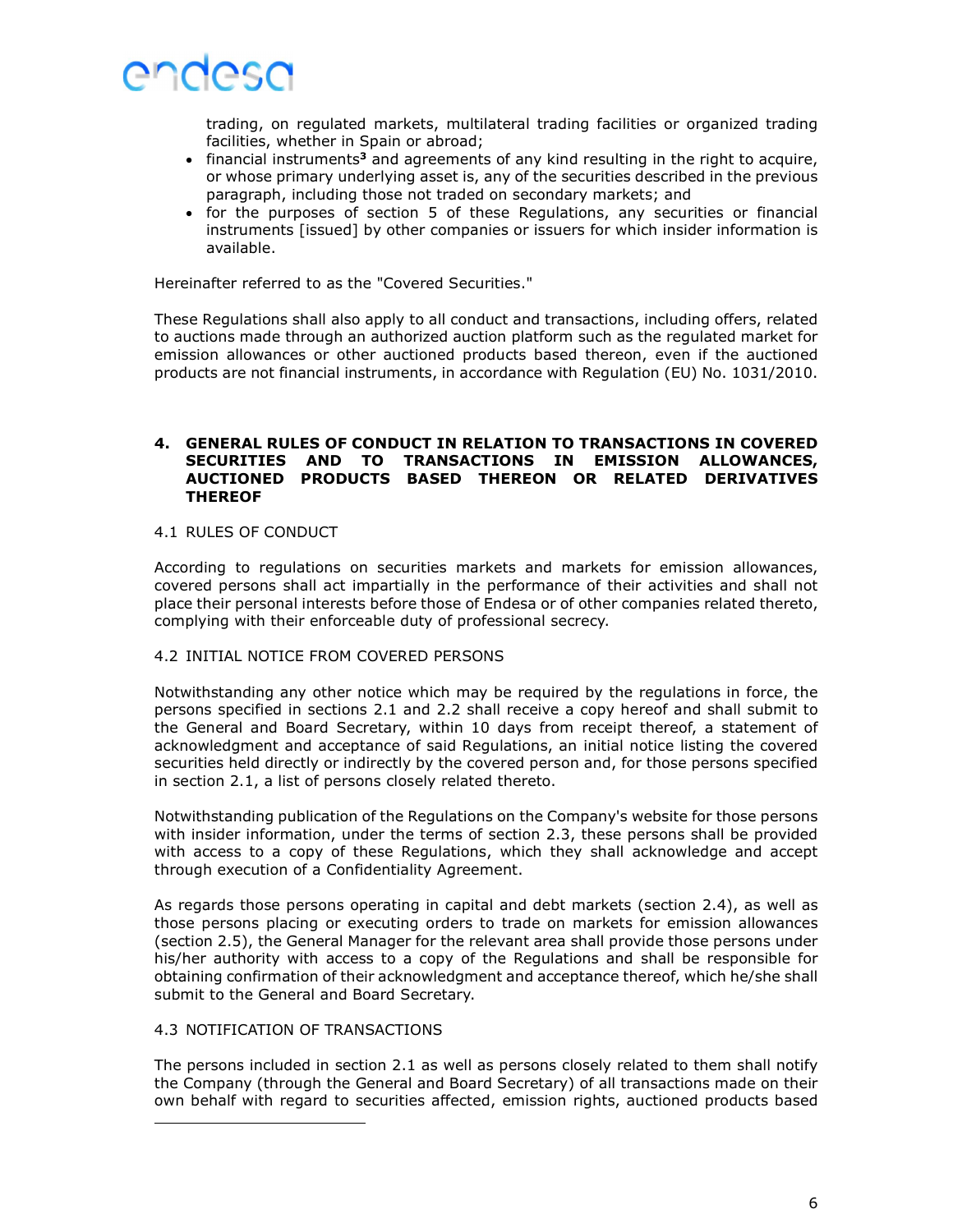trading, on regulated markets, multilateral trading facilities or organized trading facilities, whether in Spain or abroad;

- financial instruments[3] and agreements of any kind resulting in the right to acquire, or whose primary underlying asset is, any of the securities described in the previous paragraph, including those not traded on secondary markets; and
- for the purposes of section 5 of these Regulations, any securities or financial instruments [issued] by other companies or issuers for which insider information is available.

Hereinafter referred to as the "Covered Securities."

These Regulations shall also apply to all conduct and transactions, including offers, related to auctions made through an authorized auction platform such as the regulated market for emission allowances or other auctioned products based thereon, even if the auctioned products are not financial instruments, in accordance with Regulation (EU) No. 1031/2010.

## 4. GENERAL RULES OF CONDUCT IN RELATION TO TRANSACTIONS IN COVERED SECURITIES AND TO TRANSACTIONS IN EMISSION ALLOWANCES, AUCTIONED PRODUCTS BASED THEREON OR RELATED DERIVATIVES THEREOF

### 4.1 RULES OF CONDUCT

According to regulations on securities markets and markets for emission allowances, covered persons shall act impartially in the performance of their activities and shall not place their personal interests before those of Endesa or of other companies related thereto, complying with their enforceable duty of professional secrecy.

### 4.2 INITIAL NOTICE FROM COVERED PERSONS

Notwithstanding any other notice which may be required by the regulations in force, the persons specified in sections 2.1 and 2.2 shall receive a copy hereof and shall submit to the General and Board Secretary, within 10 days from receipt thereof, a statement of acknowledgment and acceptance of said Regulations, an initial notice listing the covered securities held directly or indirectly by the covered person and, for those persons specified in section 2.1, a list of persons closely related thereto.

Notwithstanding publication of the Regulations on the Company's website for those persons with insider information, under the terms of section 2.3, these persons shall be provided with access to a copy of these Regulations, which they shall acknowledge and accept through execution of a Confidentiality Agreement.

As regards those persons operating in capital and debt markets (section 2.4), as well as those persons placing or executing orders to trade on markets for emission allowances (section 2.5), the General Manager for the relevant area shall provide those persons under his/her authority with access to a copy of the Regulations and shall be responsible for obtaining confirmation of their acknowledgment and acceptance thereof, which he/she shall submit to the General and Board Secretary.

### 4.3 NOTIFICATION OF TRANSACTIONS

The persons included in section 2.1 as well as persons closely related to them shall notify the Company (through the General and Board Secretary) of all transactions made on their own behalf with regard to securities affected, emission rights, auctioned products based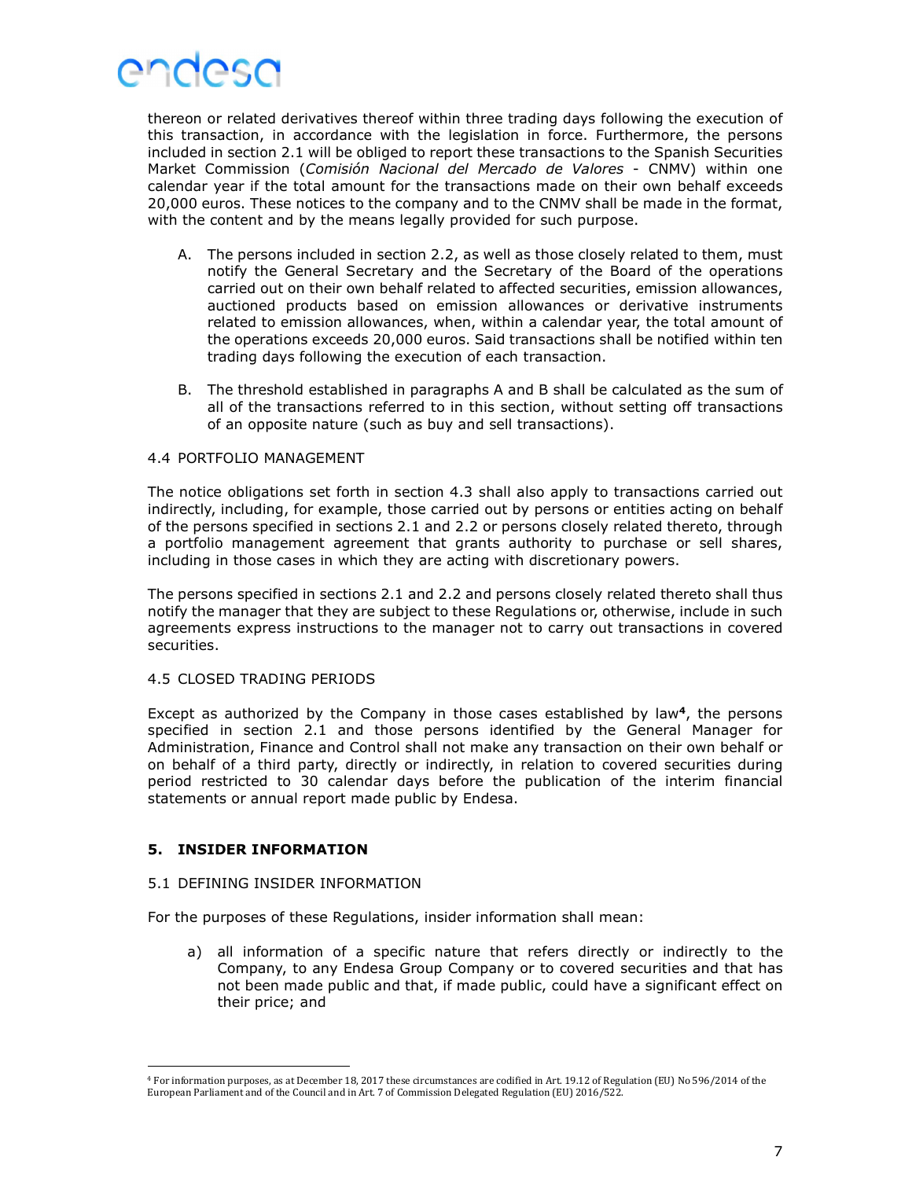thereon or related derivatives thereof within three trading days following the execution of this transaction, in accordance with the legislation in force. Furthermore, the persons included in section 2.1 will be obliged to report these transactions to the Spanish Securities Market Commission (*Comisión Nacional del Mercado de Valores* - CNMV) within one calendar year if the total amount for the transactions made on their own behalf exceeds 20,000 euros. These notices to the company and to the CNMV shall be made in the format, with the content and by the means legally provided for such purpose.

A. The persons included in section 2.2, as well as those closely related to them, must notify the General Secretary and the Secretary of the Board of the operations carried out on their own behalf related to affected securities, emission allowances, auctioned products based on emission allowances or derivative instruments related to emission allowances, when, within a calendar year, the total amount of the operations exceeds 20,000 euros. Said transactions shall be notified within ten trading days following the execution of each transaction.

B. The threshold established in paragraphs A and B shall be calculated as the sum of all of the transactions referred to in this section, without setting off transactions of an opposite nature (such as buy and sell transactions).

### 4.4 PORTFOLIO MANAGEMENT

The notice obligations set forth in section 4.3 shall also apply to transactions carried out indirectly, including, for example, those carried out by persons or entities acting on behalf of the persons specified in sections 2.1 and 2.2 or persons closely related thereto, through a portfolio management agreement that grants authority to purchase or sell shares, including in those cases in which they are acting with discretionary powers.

The persons specified in sections 2.1 and 2.2 and persons closely related thereto shall thus notify the manager that they are subject to these Regulations or, otherwise, include in such agreements express instructions to the manager not to carry out transactions in covered securities.

### 4.5 CLOSED TRADING PERIODS

Except as authorized by the Company in those cases established by law[4], the persons specified in section 2.1 and those persons identified by the General Manager for Administration, Finance and Control shall not make any transaction on their own behalf or on behalf of a third party, directly or indirectly, in relation to covered securities during period restricted to 30 calendar days before the publication of the interim financial statements or annual report made public by Endesa.

## 5. INSIDER INFORMATION

### 5.1 DEFINING INSIDER INFORMATION

For the purposes of these Regulations, insider information shall mean:

a) all information of a specific nature that refers directly or indirectly to the Company, to any Endesa Group Company or to covered securities and that has not been made public and that, if made public, could have a significant effect on their price; and

---

[4] For information purposes, as at December 18, 2017 these circumstances are codified in Art. 19.12 of Regulation (EU) No 596/2014 of the European Parliament and of the Council and in Art. 7 of Commission Delegated Regulation (EU) 2016/522.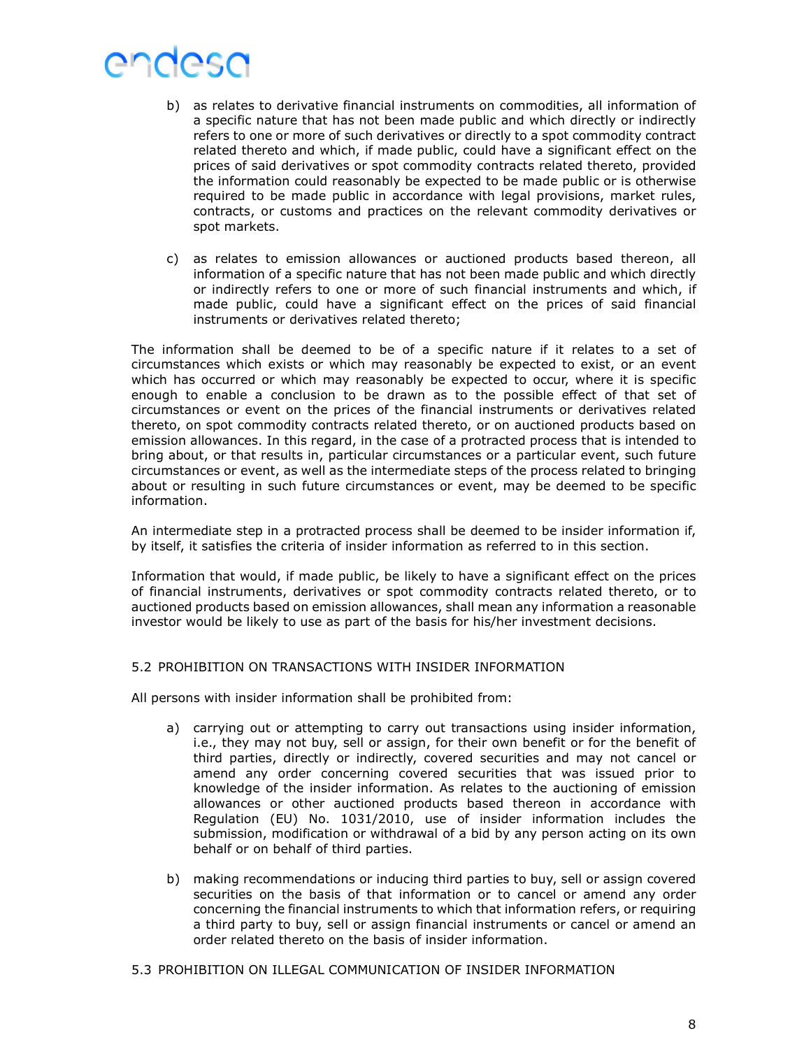b) as relates to derivative financial instruments on commodities, all information of a specific nature that has not been made public and which directly or indirectly refers to one or more of such derivatives or directly to a spot commodity contract related thereto and which, if made public, could have a significant effect on the prices of said derivatives or spot commodity contracts related thereto, provided the information could reasonably be expected to be made public or is otherwise required to be made public in accordance with legal provisions, market rules, contracts, or customs and practices on the relevant commodity derivatives or spot markets.

c) as relates to emission allowances or auctioned products based thereon, all information of a specific nature that has not been made public and which directly or indirectly refers to one or more of such financial instruments and which, if made public, could have a significant effect on the prices of said financial instruments or derivatives related thereto;

The information shall be deemed to be of a specific nature if it relates to a set of circumstances which exists or which may reasonably be expected to exist, or an event which has occurred or which may reasonably be expected to occur, where it is specific enough to enable a conclusion to be drawn as to the possible effect of that set of circumstances or event on the prices of the financial instruments or derivatives related thereto, on spot commodity contracts related thereto, or on auctioned products based on emission allowances. In this regard, in the case of a protracted process that is intended to bring about, or that results in, particular circumstances or a particular event, such future circumstances or event, as well as the intermediate steps of the process related to bringing about or resulting in such future circumstances or event, may be deemed to be specific information.

An intermediate step in a protracted process shall be deemed to be insider information if, by itself, it satisfies the criteria of insider information as referred to in this section.

Information that would, if made public, be likely to have a significant effect on the prices of financial instruments, derivatives or spot commodity contracts related thereto, or to auctioned products based on emission allowances, shall mean any information a reasonable investor would be likely to use as part of the basis for his/her investment decisions.

## 5.2 PROHIBITION ON TRANSACTIONS WITH INSIDER INFORMATION

All persons with insider information shall be prohibited from:

a) carrying out or attempting to carry out transactions using insider information, i.e., they may not buy, sell or assign, for their own benefit or for the benefit of third parties, directly or indirectly, covered securities and may not cancel or amend any order concerning covered securities that was issued prior to knowledge of the insider information. As relates to the auctioning of emission allowances or other auctioned products based thereon in accordance with Regulation (EU) No. 1031/2010, use of insider information includes the submission, modification or withdrawal of a bid by any person acting on its own behalf or on behalf of third parties.

b) making recommendations or inducing third parties to buy, sell or assign covered securities on the basis of that information or to cancel or amend any order concerning the financial instruments to which that information refers, or requiring a third party to buy, sell or assign financial instruments or cancel or amend an order related thereto on the basis of insider information.

## 5.3 PROHIBITION ON ILLEGAL COMMUNICATION OF INSIDER INFORMATION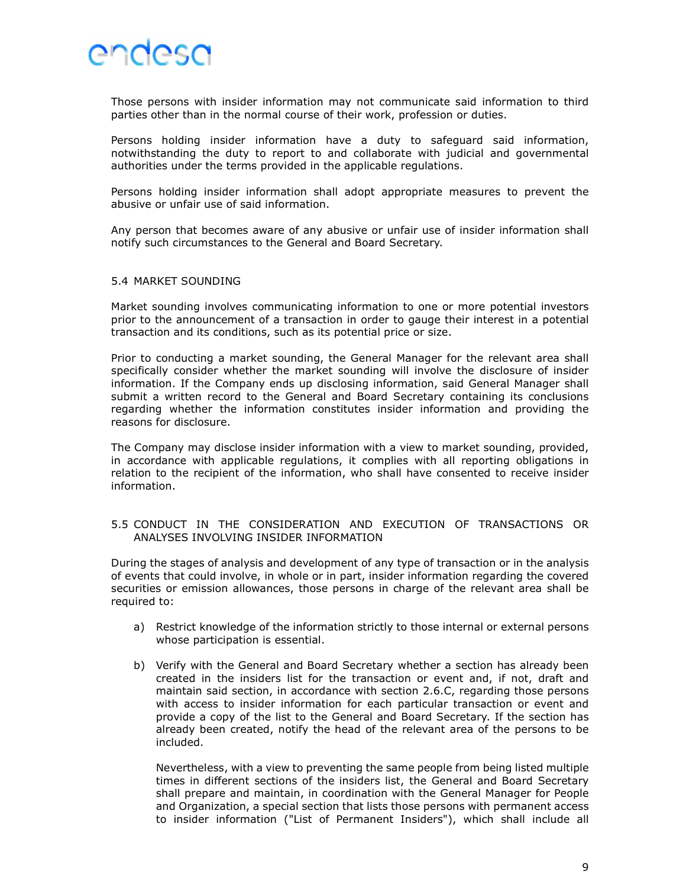Those persons with insider information may not communicate said information to third parties other than in the normal course of their work, profession or duties.

Persons holding insider information have a duty to safeguard said information, notwithstanding the duty to report to and collaborate with judicial and governmental authorities under the terms provided in the applicable regulations.

Persons holding insider information shall adopt appropriate measures to prevent the abusive or unfair use of said information.

Any person that becomes aware of any abusive or unfair use of insider information shall notify such circumstances to the General and Board Secretary.

### 5.4 MARKET SOUNDING

Market sounding involves communicating information to one or more potential investors prior to the announcement of a transaction in order to gauge their interest in a potential transaction and its conditions, such as its potential price or size.

Prior to conducting a market sounding, the General Manager for the relevant area shall specifically consider whether the market sounding will involve the disclosure of insider information. If the Company ends up disclosing information, said General Manager shall submit a written record to the General and Board Secretary containing its conclusions regarding whether the information constitutes insider information and providing the reasons for disclosure.

The Company may disclose insider information with a view to market sounding, provided, in accordance with applicable regulations, it complies with all reporting obligations in relation to the recipient of the information, who shall have consented to receive insider information.

### 5.5 CONDUCT IN THE CONSIDERATION AND EXECUTION OF TRANSACTIONS OR ANALYSES INVOLVING INSIDER INFORMATION

During the stages of analysis and development of any type of transaction or in the analysis of events that could involve, in whole or in part, insider information regarding the covered securities or emission allowances, those persons in charge of the relevant area shall be required to:

a) Restrict knowledge of the information strictly to those internal or external persons whose participation is essential.

b) Verify with the General and Board Secretary whether a section has already been created in the insiders list for the transaction or event and, if not, draft and maintain said section, in accordance with section 2.6.C, regarding those persons with access to insider information for each particular transaction or event and provide a copy of the list to the General and Board Secretary. If the section has already been created, notify the head of the relevant area of the persons to be included.

   Nevertheless, with a view to preventing the same people from being listed multiple times in different sections of the insiders list, the General and Board Secretary shall prepare and maintain, in coordination with the General Manager for People and Organization, a special section that lists those persons with permanent access to insider information ("List of Permanent Insiders"), which shall include all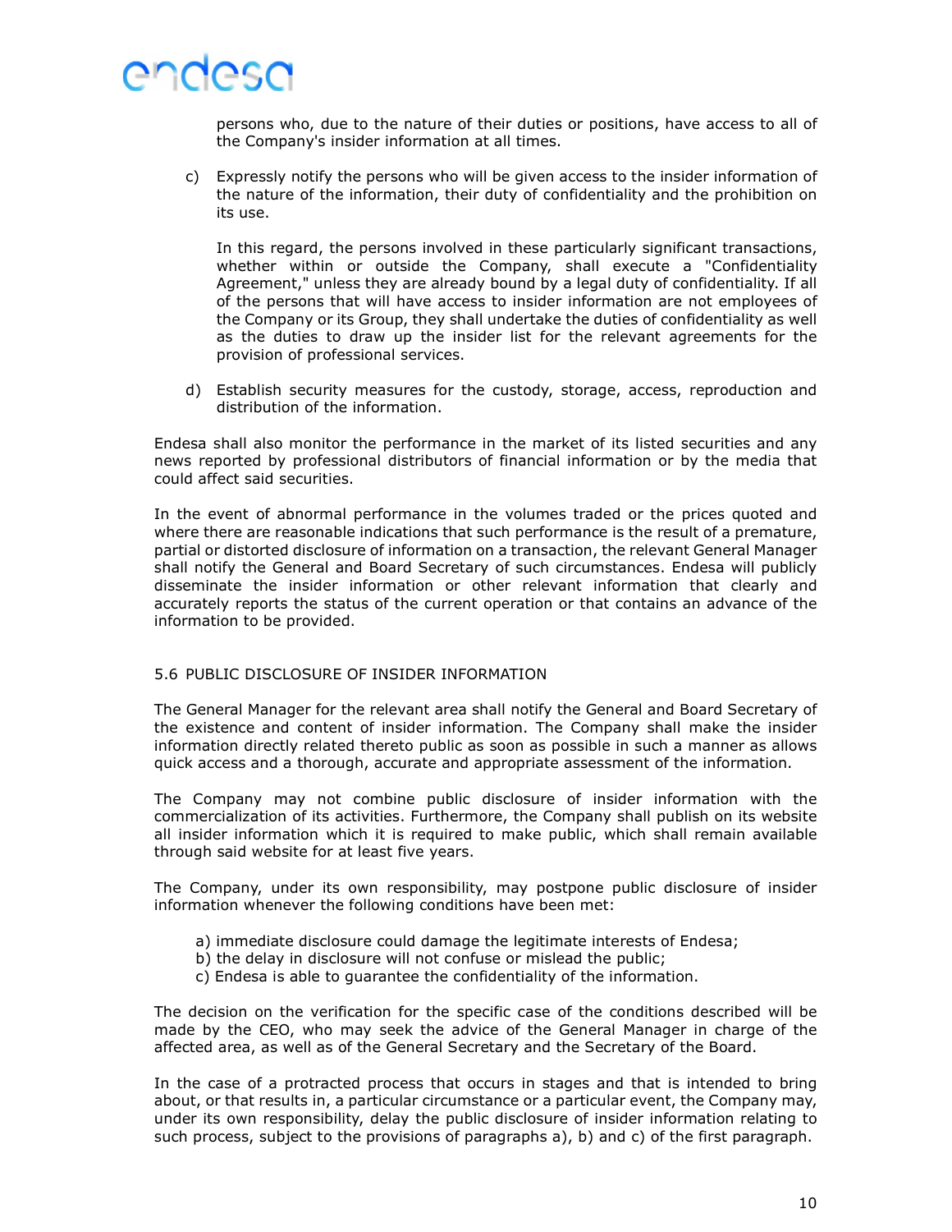persons who, due to the nature of their duties or positions, have access to all of the Company's insider information at all times.

c) Expressly notify the persons who will be given access to the insider information of the nature of the information, their duty of confidentiality and the prohibition on its use.

   In this regard, the persons involved in these particularly significant transactions, whether within or outside the Company, shall execute a "Confidentiality Agreement," unless they are already bound by a legal duty of confidentiality. If all of the persons that will have access to insider information are not employees of the Company or its Group, they shall undertake the duties of confidentiality as well as the duties to draw up the insider list for the relevant agreements for the provision of professional services.

d) Establish security measures for the custody, storage, access, reproduction and distribution of the information.

Endesa shall also monitor the performance in the market of its listed securities and any news reported by professional distributors of financial information or by the media that could affect said securities.

In the event of abnormal performance in the volumes traded or the prices quoted and where there are reasonable indications that such performance is the result of a premature, partial or distorted disclosure of information on a transaction, the relevant General Manager shall notify the General and Board Secretary of such circumstances. Endesa will publicly disseminate the insider information or other relevant information that clearly and accurately reports the status of the current operation or that contains an advance of the information to be provided.

### 5.6 PUBLIC DISCLOSURE OF INSIDER INFORMATION

The General Manager for the relevant area shall notify the General and Board Secretary of the existence and content of insider information. The Company shall make the insider information directly related thereto public as soon as possible in such a manner as allows quick access and a thorough, accurate and appropriate assessment of the information.

The Company may not combine public disclosure of insider information with the commercialization of its activities. Furthermore, the Company shall publish on its website all insider information which it is required to make public, which shall remain available through said website for at least five years.

The Company, under its own responsibility, may postpone public disclosure of insider information whenever the following conditions have been met:

a) immediate disclosure could damage the legitimate interests of Endesa;
b) the delay in disclosure will not confuse or mislead the public;
c) Endesa is able to guarantee the confidentiality of the information.

The decision on the verification for the specific case of the conditions described will be made by the CEO, who may seek the advice of the General Manager in charge of the affected area, as well as of the General Secretary and the Secretary of the Board.

In the case of a protracted process that occurs in stages and that is intended to bring about, or that results in, a particular circumstance or a particular event, the Company may, under its own responsibility, delay the public disclosure of insider information relating to such process, subject to the provisions of paragraphs a), b) and c) of the first paragraph.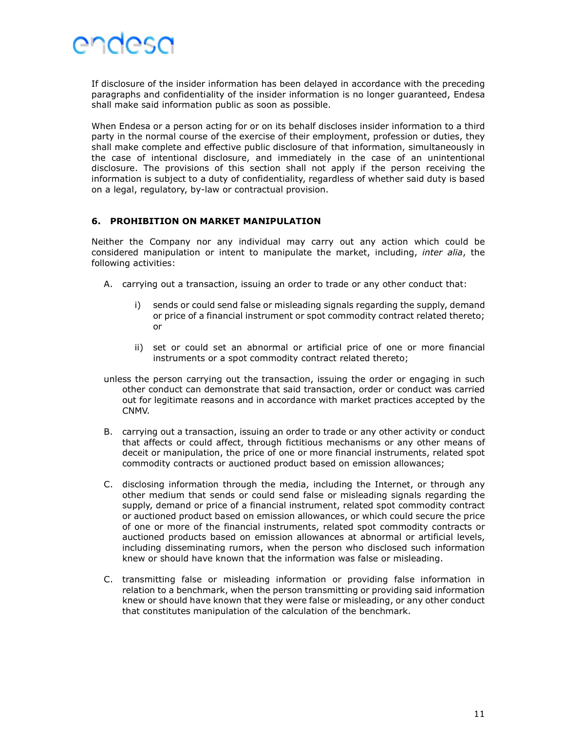If disclosure of the insider information has been delayed in accordance with the preceding paragraphs and confidentiality of the insider information is no longer guaranteed, Endesa shall make said information public as soon as possible.

When Endesa or a person acting for or on its behalf discloses insider information to a third party in the normal course of the exercise of their employment, profession or duties, they shall make complete and effective public disclosure of that information, simultaneously in the case of intentional disclosure, and immediately in the case of an unintentional disclosure. The provisions of this section shall not apply if the person receiving the information is subject to a duty of confidentiality, regardless of whether said duty is based on a legal, regulatory, by-law or contractual provision.

## 6. PROHIBITION ON MARKET MANIPULATION

Neither the Company nor any individual may carry out any action which could be considered manipulation or intent to manipulate the market, including, *inter alia*, the following activities:

A. carrying out a transaction, issuing an order to trade or any other conduct that:

   i) sends or could send false or misleading signals regarding the supply, demand or price of a financial instrument or spot commodity contract related thereto; or

   ii) set or could set an abnormal or artificial price of one or more financial instruments or a spot commodity contract related thereto;

   unless the person carrying out the transaction, issuing the order or engaging in such other conduct can demonstrate that said transaction, order or conduct was carried out for legitimate reasons and in accordance with market practices accepted by the CNMV.

B. carrying out a transaction, issuing an order to trade or any other activity or conduct that affects or could affect, through fictitious mechanisms or any other means of deceit or manipulation, the price of one or more financial instruments, related spot commodity contracts or auctioned product based on emission allowances;

C. disclosing information through the media, including the Internet, or through any other medium that sends or could send false or misleading signals regarding the supply, demand or price of a financial instrument, related spot commodity contract or auctioned product based on emission allowances, or which could secure the price of one or more of the financial instruments, related spot commodity contracts or auctioned products based on emission allowances at abnormal or artificial levels, including disseminating rumors, when the person who disclosed such information knew or should have known that the information was false or misleading.

C. transmitting false or misleading information or providing false information in relation to a benchmark, when the person transmitting or providing said information knew or should have known that they were false or misleading, or any other conduct that constitutes manipulation of the calculation of the benchmark.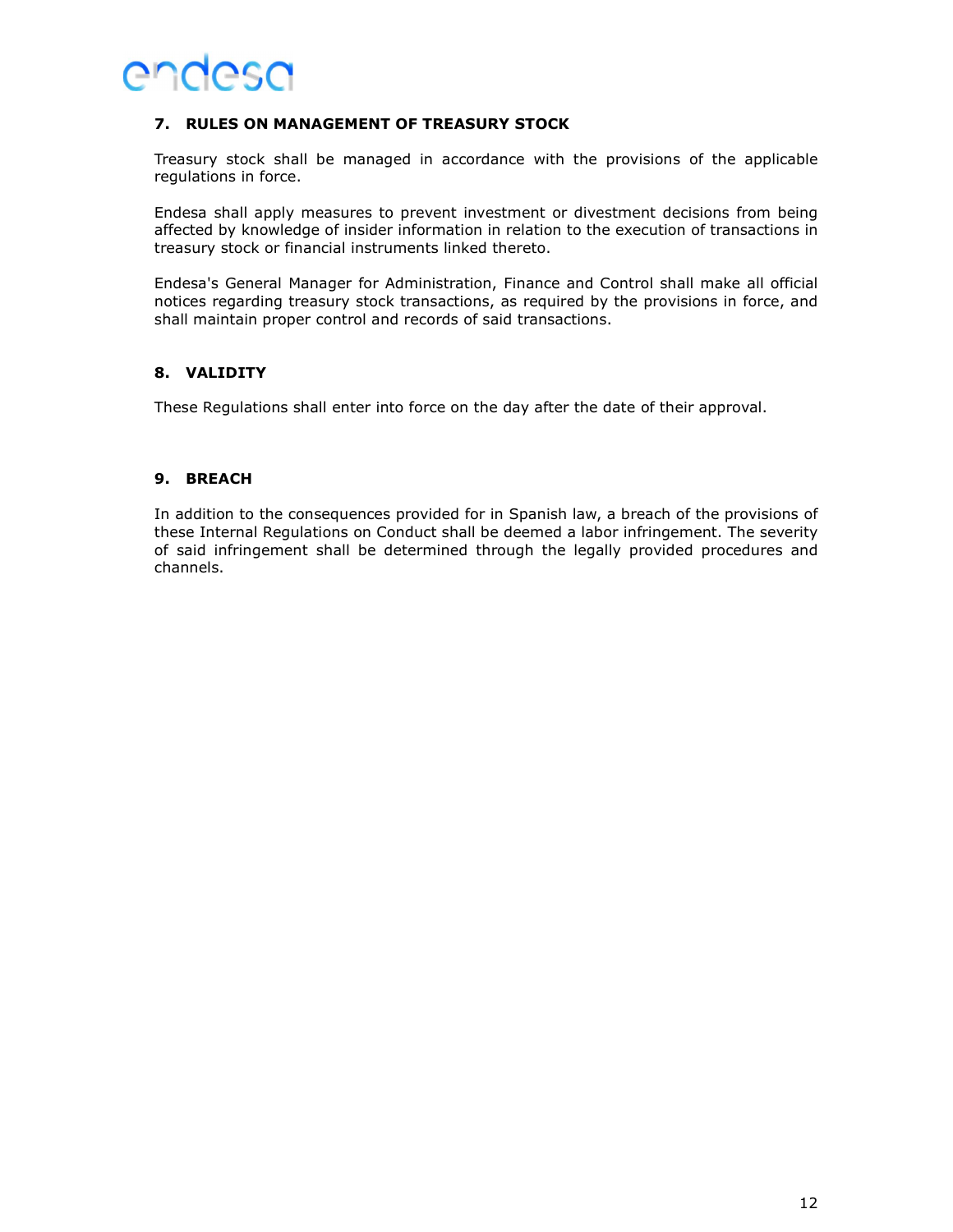## 7. RULES ON MANAGEMENT OF TREASURY STOCK

Treasury stock shall be managed in accordance with the provisions of the applicable regulations in force.

Endesa shall apply measures to prevent investment or divestment decisions from being affected by knowledge of insider information in relation to the execution of transactions in treasury stock or financial instruments linked thereto.

Endesa's General Manager for Administration, Finance and Control shall make all official notices regarding treasury stock transactions, as required by the provisions in force, and shall maintain proper control and records of said transactions.

## 8. VALIDITY

These Regulations shall enter into force on the day after the date of their approval.

## 9. BREACH

In addition to the consequences provided for in Spanish law, a breach of the provisions of these Internal Regulations on Conduct shall be deemed a labor infringement. The severity of said infringement shall be determined through the legally provided procedures and channels.